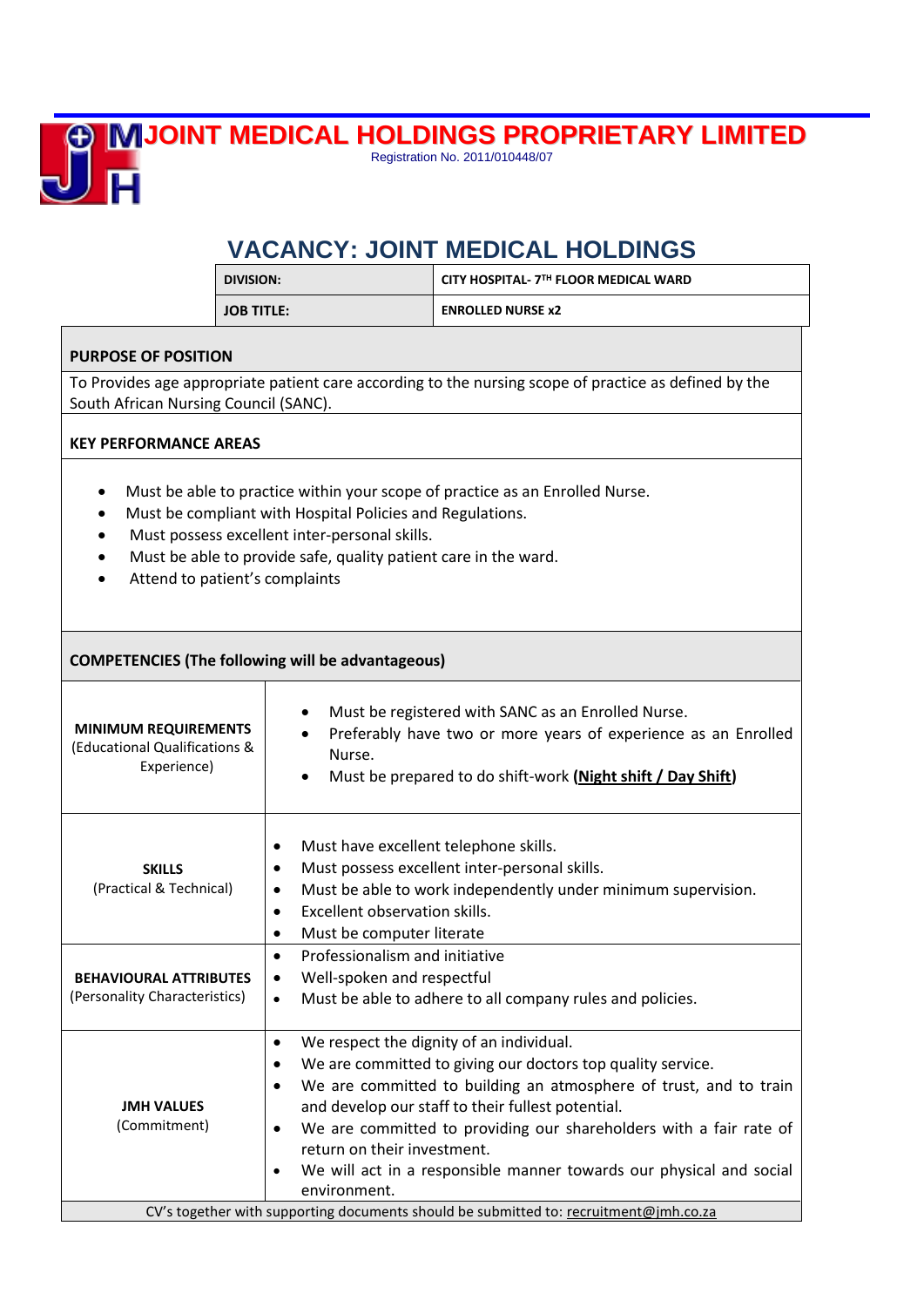# JOINT MEDICAL HOLDINGS PROPRIETARY LIMITED

Registration No. 2011/010448/07

## VACANCY: JOINT MEDICAL HOLDINGS

| DIVISION: | CITY HOSPITAL- 7TH FLOOR MEDICAL WARD |
|---|---|
| JOB TITLE: | ENROLLED NURSE x2 |

### PURPOSE OF POSITION

To Provides age appropriate patient care according to the nursing scope of practice as defined by the South African Nursing Council (SANC).

### KEY PERFORMANCE AREAS

- Must be able to practice within your scope of practice as an Enrolled Nurse.
- Must be compliant with Hospital Policies and Regulations.
- Must possess excellent inter-personal skills.
- Must be able to provide safe, quality patient care in the ward.
- Attend to patient's complaints

### COMPETENCIES (The following will be advantageous)

| | |
|---|---|
| **MINIMUM REQUIREMENTS** (Educational Qualifications & Experience) | • Must be registered with SANC as an Enrolled Nurse.<br>• Preferably have two or more years of experience as an Enrolled Nurse.<br>• Must be prepared to do shift-work **(Night shift / Day Shift)** |
| **SKILLS** (Practical & Technical) | • Must have excellent telephone skills.<br>• Must possess excellent inter-personal skills.<br>• Must be able to work independently under minimum supervision.<br>• Excellent observation skills.<br>• Must be computer literate |
| **BEHAVIOURAL ATTRIBUTES** (Personality Characteristics) | • Professionalism and initiative<br>• Well-spoken and respectful<br>• Must be able to adhere to all company rules and policies. |
| **JMH VALUES** (Commitment) | • We respect the dignity of an individual.<br>• We are committed to giving our doctors top quality service.<br>• We are committed to building an atmosphere of trust, and to train and develop our staff to their fullest potential.<br>• We are committed to providing our shareholders with a fair rate of return on their investment.<br>• We will act in a responsible manner towards our physical and social environment. |

CV's together with supporting documents should be submitted to: recruitment@jmh.co.za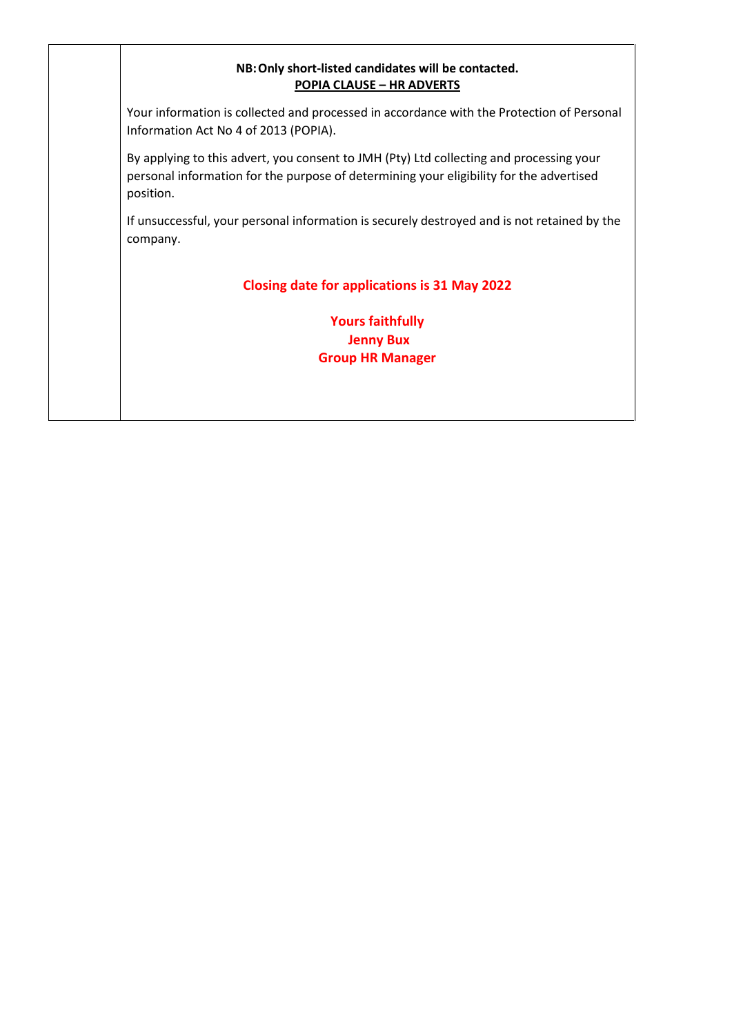**NB: Only short-listed candidates will be contacted.**

**POPIA CLAUSE – HR ADVERTS**

Your information is collected and processed in accordance with the Protection of Personal Information Act No 4 of 2013 (POPIA).

By applying to this advert, you consent to JMH (Pty) Ltd collecting and processing your personal information for the purpose of determining your eligibility for the advertised position.

If unsuccessful, your personal information is securely destroyed and is not retained by the company.

**Closing date for applications is 31 May 2022**

**Yours faithfully**
**Jenny Bux**
**Group HR Manager**